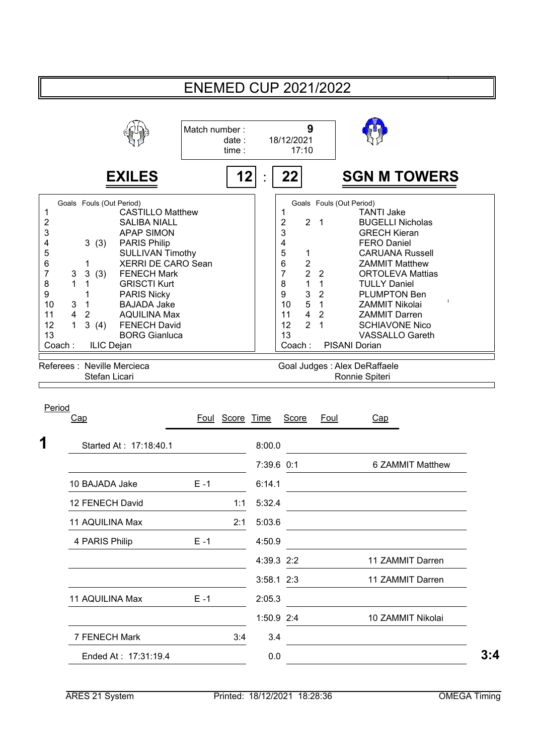# ENEMED CUP 2021/2022

Match number : 9
date : 18/12/2021
time : 17:10

## EXILES 12 : 22 SGN M TOWERS

| # | Goals | Fouls (Out Period) | EXILES |
|---|---|---|---|
| 1 | | | CASTILLO Matthew |
| 2 | | | SALIBA NIALL |
| 3 | | | APAP SIMON |
| 4 | | 3 (3) | PARIS Philip |
| 5 | | | SULLIVAN Timothy |
| 6 | | 1 | XERRI DE CARO Sean |
| 7 | 3 | 3 (3) | FENECH Mark |
| 8 | 1 | 1 | GRISCTI Kurt |
| 9 | | 1 | PARIS Nicky |
| 10 | 3 | 1 | BAJADA Jake |
| 11 | 4 | 2 | AQUILINA Max |
| 12 | 1 | 3 (4) | FENECH David |
| 13 | | | BORG Gianluca |

Coach : ILIC Dejan

| # | Goals | Fouls (Out Period) | SGN M TOWERS |
|---|---|---|---|
| 1 | | | TANTI Jake |
| 2 | 2 | 1 | BUGELLI Nicholas |
| 3 | | | GRECH Kieran |
| 4 | | | FERO Daniel |
| 5 | 1 | | CARUANA Russell |
| 6 | 2 | | ZAMMIT Matthew |
| 7 | 2 | 2 | ORTOLEVA Mattias |
| 8 | 1 | 1 | TULLY Daniel |
| 9 | 3 | 2 | PLUMPTON Ben |
| 10 | 5 | 1 | ZAMMIT Nikolai |
| 11 | 4 | 2 | ZAMMIT Darren |
| 12 | 2 | 1 | SCHIAVONE Nico |
| 13 | | | VASSALLO Gareth |

Coach : PISANI Dorian

Referees : Neville Mercieca, Stefan Licari

Goal Judges : Alex DeRaffaele, Ronnie Spiteri

| Period | Cap | Foul | Score | Time | Score | Foul | Cap |
|---|---|---|---|---|---|---|---|
| 1 | Started At : 17:18:40.1 | | | 8:00.0 | | | |
| | | | | 7:39.6 | 0:1 | | 6 ZAMMIT Matthew |
| | 10 BAJADA Jake | E -1 | | 6:14.1 | | | |
| | 12 FENECH David | | 1:1 | 5:32.4 | | | |
| | 11 AQUILINA Max | | 2:1 | 5:03.6 | | | |
| | 4 PARIS Philip | E -1 | | 4:50.9 | | | |
| | | | | 4:39.3 | 2:2 | | 11 ZAMMIT Darren |
| | | | | 3:58.1 | 2:3 | | 11 ZAMMIT Darren |
| | 11 AQUILINA Max | E -1 | | 2:05.3 | | | |
| | | | | 1:50.9 | 2:4 | | 10 ZAMMIT Nikolai |
| | 7 FENECH Mark | | 3:4 | 3.4 | | | |
| | Ended At : 17:31:19.4 | | | 0.0 | | | 3:4 |

ARES 21 System | Printed: 18/12/2021 18:28:36 | OMEGA Timing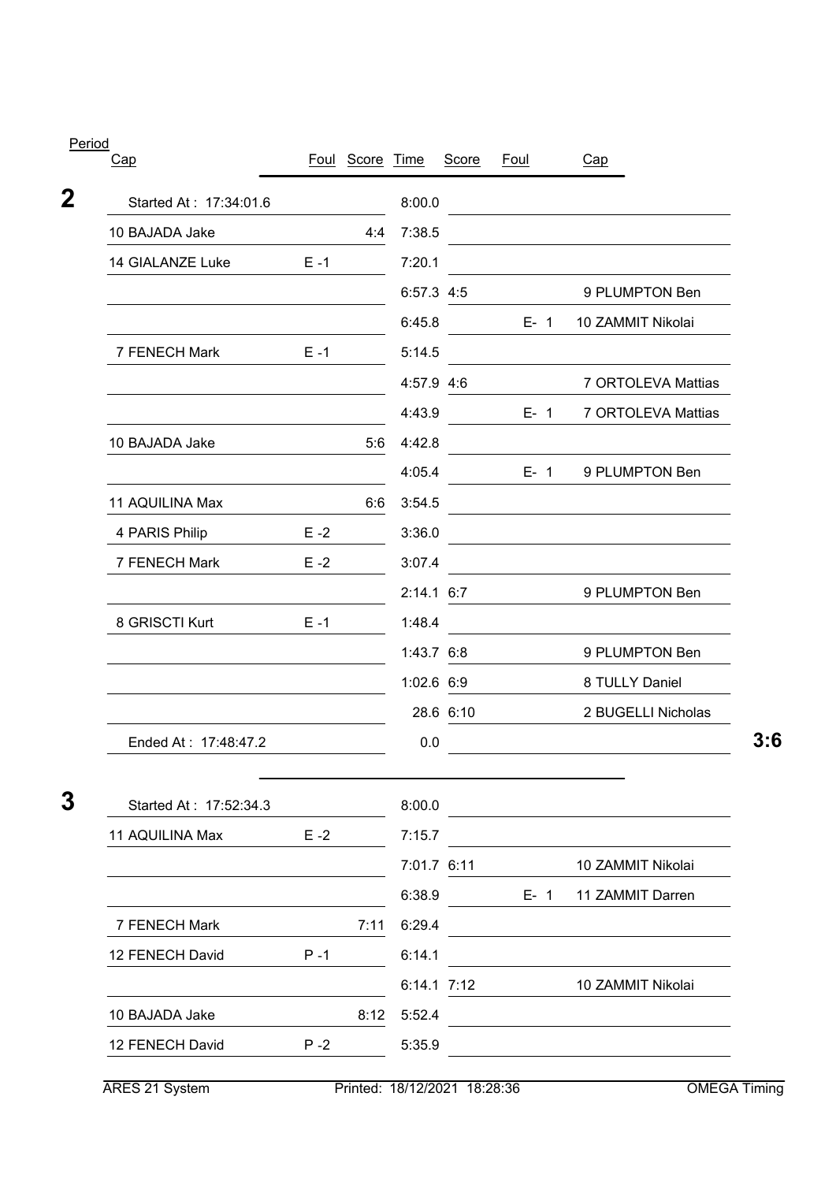| Period | Cap | Foul | Score | Time | Score | Foul | Cap | |
|---|---|---|---|---|---|---|---|---|
| **2** | Started At : 17:34:01.6 | | | 8:00.0 | | | | |
| | 10 BAJADA Jake | | 4:4 | 7:38.5 | | | | |
| | 14 GIALANZE Luke | E -1 | | 7:20.1 | | | | |
| | | | | 6:57.3 | 4:5 | | 9 PLUMPTON Ben | |
| | | | | 6:45.8 | | E- 1 | 10 ZAMMIT Nikolai | |
| | 7 FENECH Mark | E -1 | | 5:14.5 | | | | |
| | | | | 4:57.9 | 4:6 | | 7 ORTOLEVA Mattias | |
| | | | | 4:43.9 | | E- 1 | 7 ORTOLEVA Mattias | |
| | 10 BAJADA Jake | | 5:6 | 4:42.8 | | | | |
| | | | | 4:05.4 | | E- 1 | 9 PLUMPTON Ben | |
| | 11 AQUILINA Max | | 6:6 | 3:54.5 | | | | |
| | 4 PARIS Philip | E -2 | | 3:36.0 | | | | |
| | 7 FENECH Mark | E -2 | | 3:07.4 | | | | |
| | | | | 2:14.1 | 6:7 | | 9 PLUMPTON Ben | |
| | 8 GRISCTI Kurt | E -1 | | 1:48.4 | | | | |
| | | | | 1:43.7 | 6:8 | | 9 PLUMPTON Ben | |
| | | | | 1:02.6 | 6:9 | | 8 TULLY Daniel | |
| | | | | 28.6 | 6:10 | | 2 BUGELLI Nicholas | |
| | Ended At : 17:48:47.2 | | | 0.0 | | | | **3:6** |
| **3** | Started At : 17:52:34.3 | | | 8:00.0 | | | | |
| | 11 AQUILINA Max | E -2 | | 7:15.7 | | | | |
| | | | | 7:01.7 | 6:11 | | 10 ZAMMIT Nikolai | |
| | | | | 6:38.9 | | E- 1 | 11 ZAMMIT Darren | |
| | 7 FENECH Mark | | 7:11 | 6:29.4 | | | | |
| | 12 FENECH David | P -1 | | 6:14.1 | | | | |
| | | | | 6:14.1 | 7:12 | | 10 ZAMMIT Nikolai | |
| | 10 BAJADA Jake | | 8:12 | 5:52.4 | | | | |
| | 12 FENECH David | P -2 | | 5:35.9 | | | | |

ARES 21 System — Printed: 18/12/2021 18:28:36 — OMEGA Timing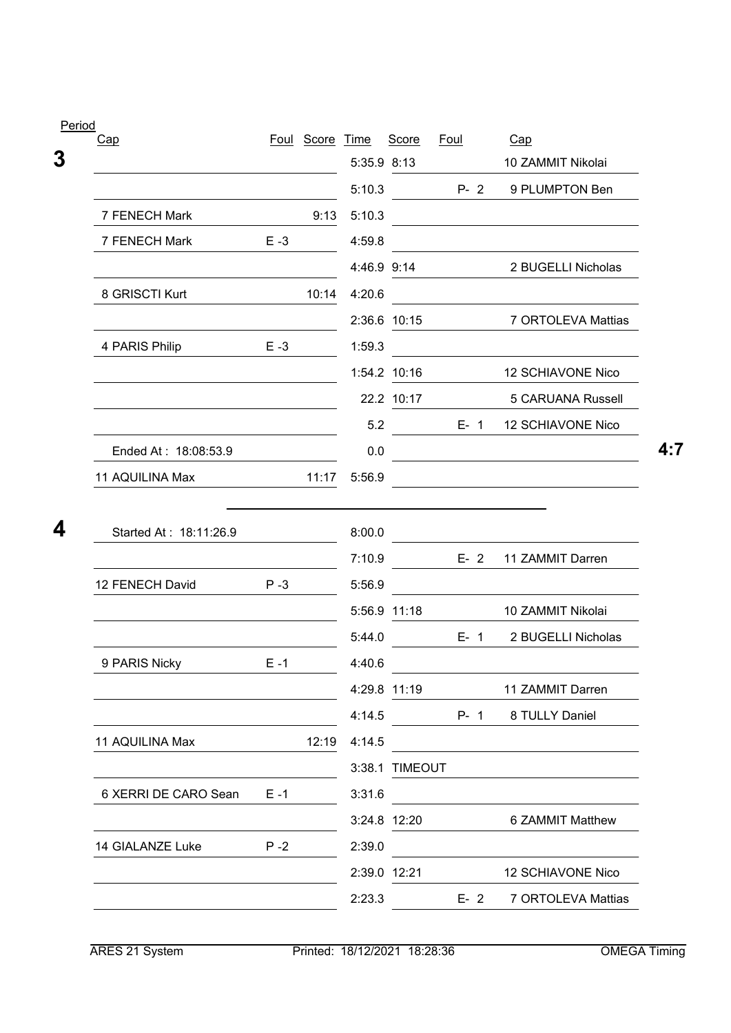| Period | Cap | Foul | Score | Time | Score | Foul | Cap |
|---|---|---|---|---|---|---|---|
| **3** | | | | 5:35.9 | 8:13 | | 10 ZAMMIT Nikolai |
| | | | | 5:10.3 | | P- 2 | 9 PLUMPTON Ben |
| | 7 FENECH Mark | | 9:13 | 5:10.3 | | | |
| | 7 FENECH Mark | E -3 | | 4:59.8 | | | |
| | | | | 4:46.9 | 9:14 | | 2 BUGELLI Nicholas |
| | 8 GRISCTI Kurt | | 10:14 | 4:20.6 | | | |
| | | | | 2:36.6 | 10:15 | | 7 ORTOLEVA Mattias |
| | 4 PARIS Philip | E -3 | | 1:59.3 | | | |
| | | | | 1:54.2 | 10:16 | | 12 SCHIAVONE Nico |
| | | | | 22.2 | 10:17 | | 5 CARUANA Russell |
| | | | | 5.2 | | E- 1 | 12 SCHIAVONE Nico |
| | Ended At : 18:08:53.9 | | | 0.0 | | | **4:7** |
| | 11 AQUILINA Max | | 11:17 | 5:56.9 | | | |
| **4** | Started At : 18:11:26.9 | | | 8:00.0 | | | |
| | | | | 7:10.9 | | E- 2 | 11 ZAMMIT Darren |
| | 12 FENECH David | P -3 | | 5:56.9 | | | |
| | | | | 5:56.9 | 11:18 | | 10 ZAMMIT Nikolai |
| | | | | 5:44.0 | | E- 1 | 2 BUGELLI Nicholas |
| | 9 PARIS Nicky | E -1 | | 4:40.6 | | | |
| | | | | 4:29.8 | 11:19 | | 11 ZAMMIT Darren |
| | | | | 4:14.5 | | P- 1 | 8 TULLY Daniel |
| | 11 AQUILINA Max | | 12:19 | 4:14.5 | | | |
| | | | | 3:38.1 | TIMEOUT | | |
| | 6 XERRI DE CARO Sean | E -1 | | 3:31.6 | | | |
| | | | | 3:24.8 | 12:20 | | 6 ZAMMIT Matthew |
| | 14 GIALANZE Luke | P -2 | | 2:39.0 | | | |
| | | | | 2:39.0 | 12:21 | | 12 SCHIAVONE Nico |
| | | | | 2:23.3 | | E- 2 | 7 ORTOLEVA Mattias |

ARES 21 System    Printed: 18/12/2021 18:28:36    OMEGA Timing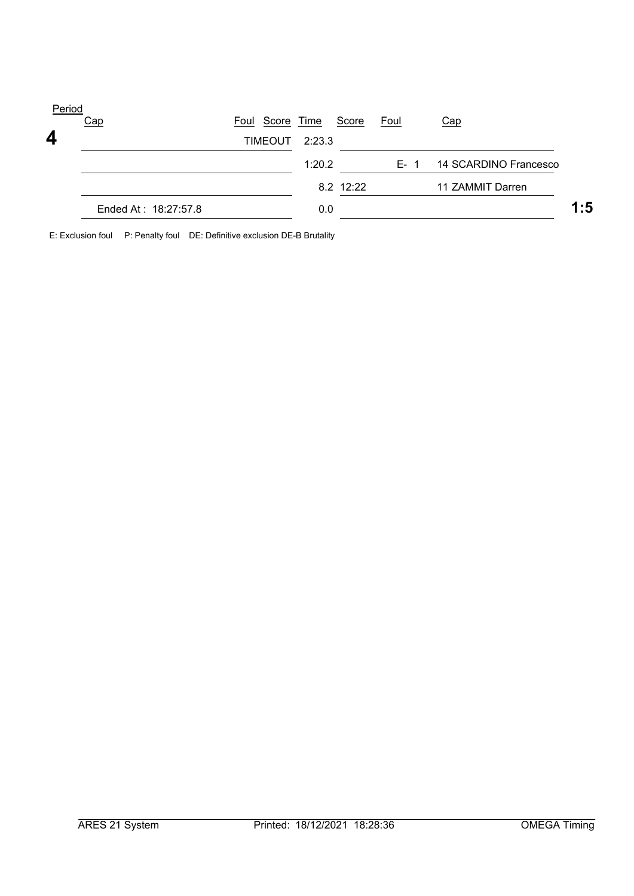| Period | Cap | Foul | Score | Time | Score | Foul | Cap | |
|---|---|---|---|---|---|---|---|---|
| **4** | | TIMEOUT | | 2:23.3 | | | | |
| | | | | 1:20.2 | | E- 1 | 14 SCARDINO Francesco | |
| | | | | 8.2 | 12:22 | | 11 ZAMMIT Darren | |
| | Ended At : 18:27:57.8 | | | 0.0 | | | | **1:5** |

E: Exclusion foul P: Penalty foul DE: Definitive exclusion DE-B Brutality

ARES 21 System Printed: 18/12/2021 18:28:36 OMEGA Timing